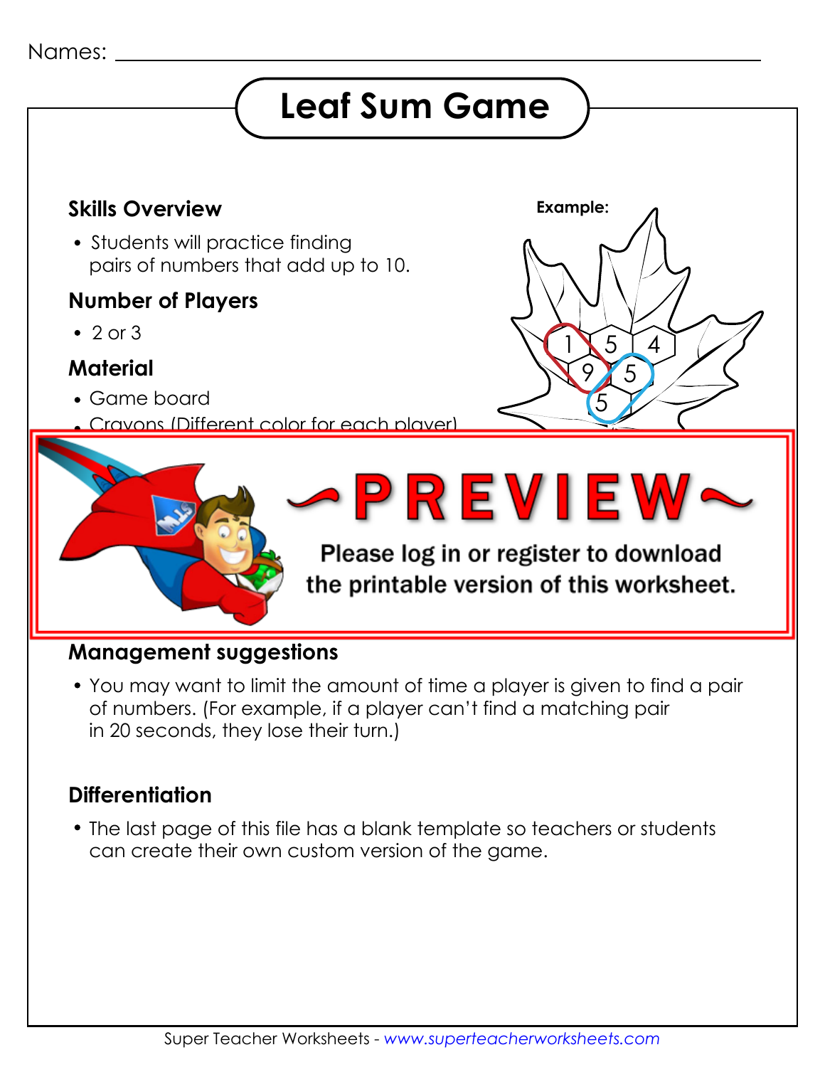Names: ________________________________

# Leaf Sum Game

### Skills Overview

- Students will practice finding pairs of numbers that add up to 10.

### Number of Players

- 2 or 3

### Material

- Game board
- Crayons (Different color for each player)

**Example:**

~PREVIEW~

Please log in or register to download the printable version of this worksheet.

### Management suggestions

- You may want to limit the amount of time a player is given to find a pair of numbers. (For example, if a player can't find a matching pair in 20 seconds, they lose their turn.)

### Differentiation

- The last page of this file has a blank template so teachers or students can create their own custom version of the game.

Super Teacher Worksheets - www.superteacherworksheets.com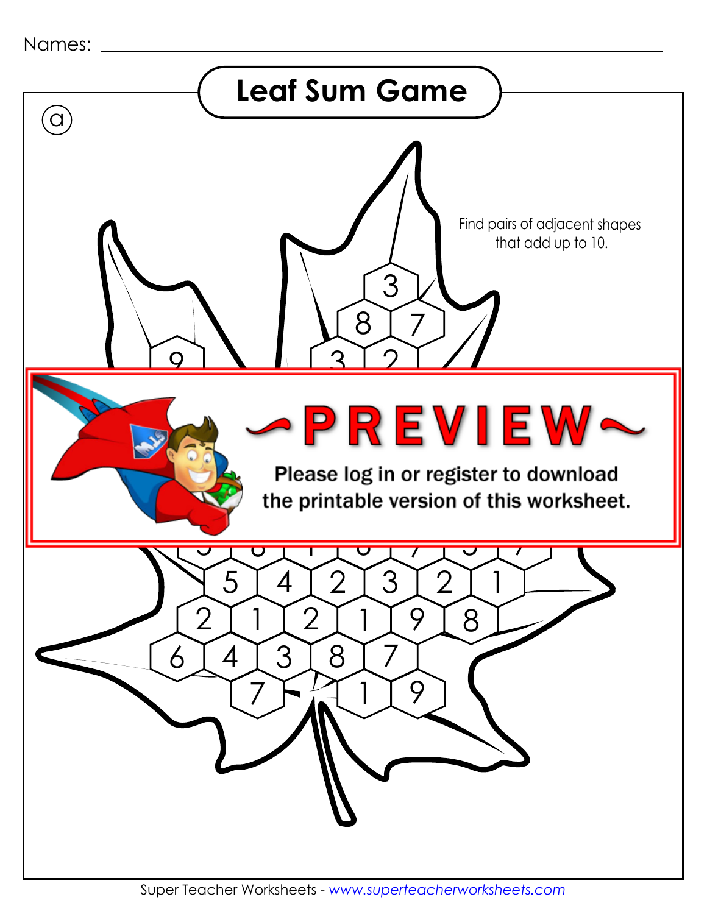Names: ___________________________________________

## Leaf Sum Game

ⓐ

Find pairs of adjacent shapes that add up to 10.

3

8 7

9 3 2

**~PREVIEW~**

**Please log in or register to download the printable version of this worksheet.**

5 4 2 3 2 1

2 1 2 1 9 8

6 4 3 8 7

7 1 9

Super Teacher Worksheets - *www.superteacherworksheets.com*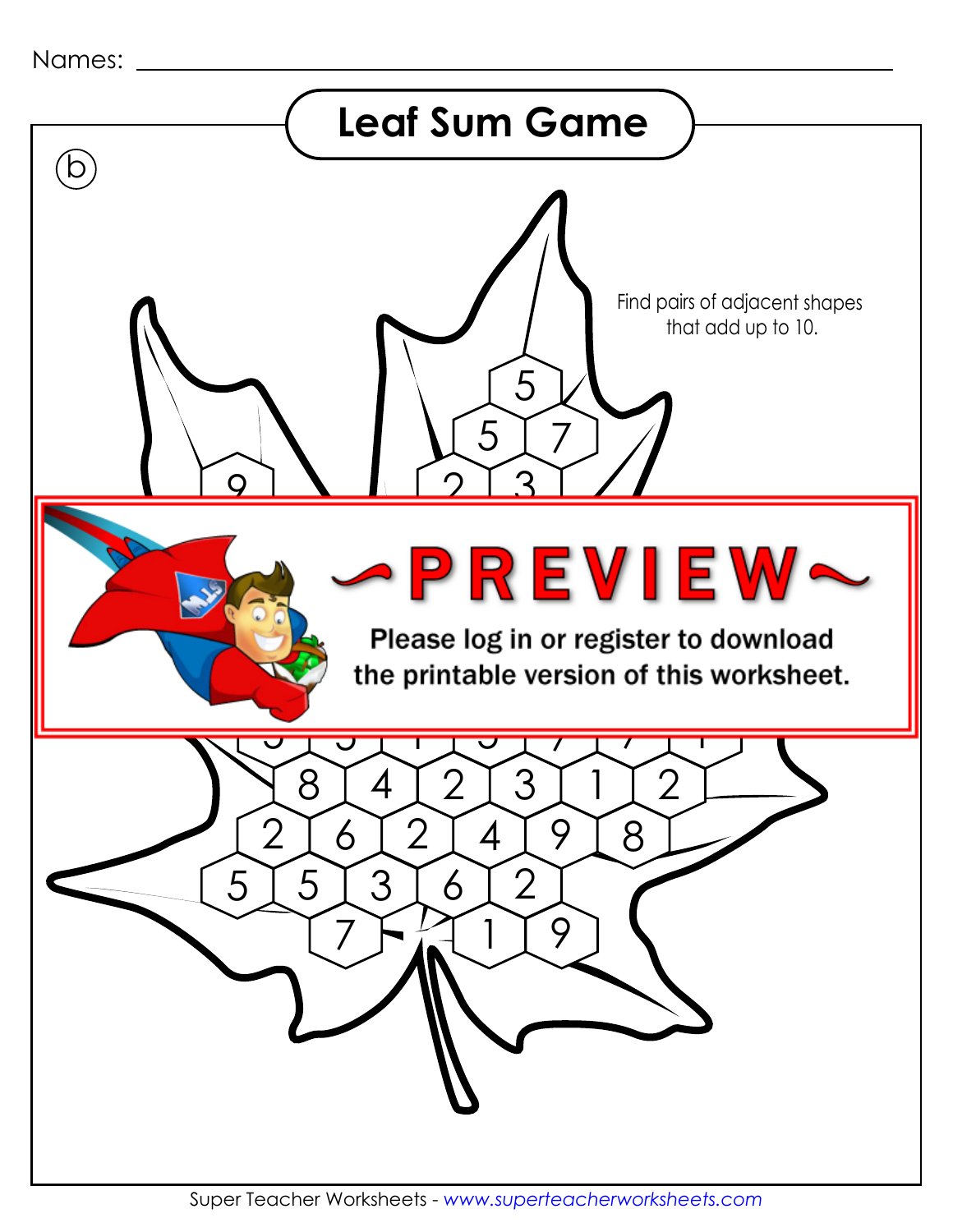Names: ______________________________

# Leaf Sum Game

ⓑ

Find pairs of adjacent shapes that add up to 10.

5

5 7

2 3

9

~PREVIEW~

Please log in or register to download the printable version of this worksheet.

8 4 2 3 1 2

2 6 2 4 9 8

5 5 3 6 2

7 1 9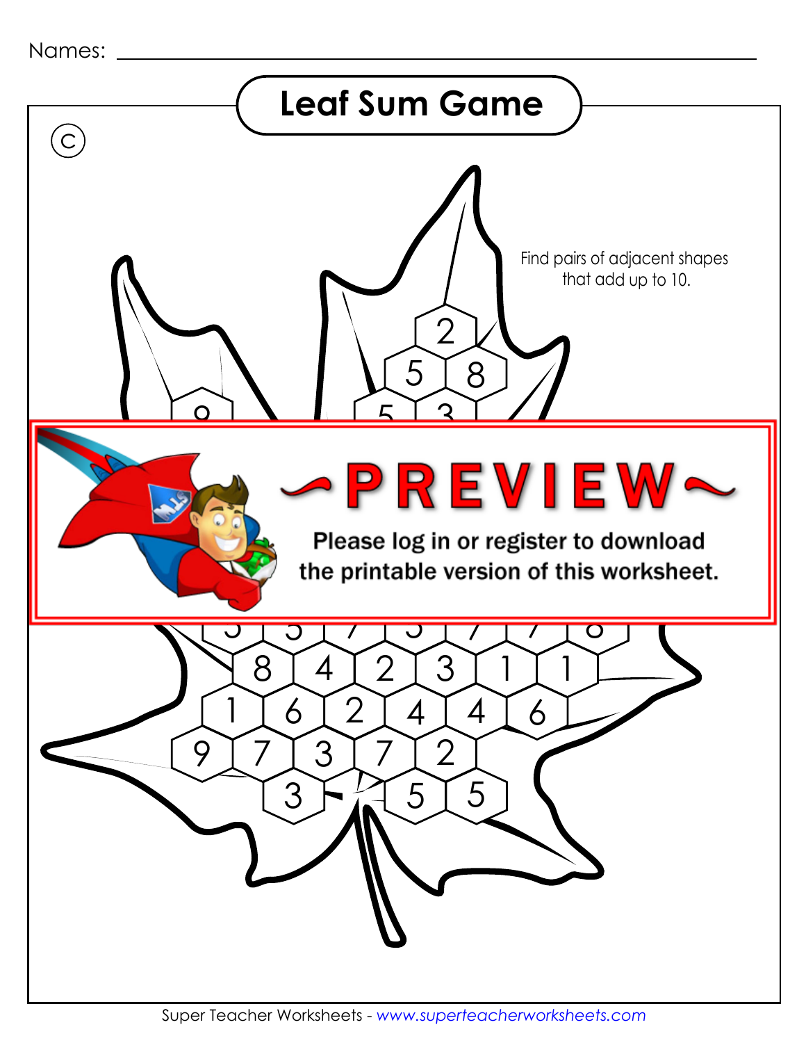Names: ______________________________

# Leaf Sum Game

Ⓒ

Find pairs of adjacent shapes that add up to 10.

2

5 8

5 3

9

~PREVIEW~

Please log in or register to download the printable version of this worksheet.

8 4 2 3 1 1

1 6 2 4 4 6

9 7 3 7 2

3 5 5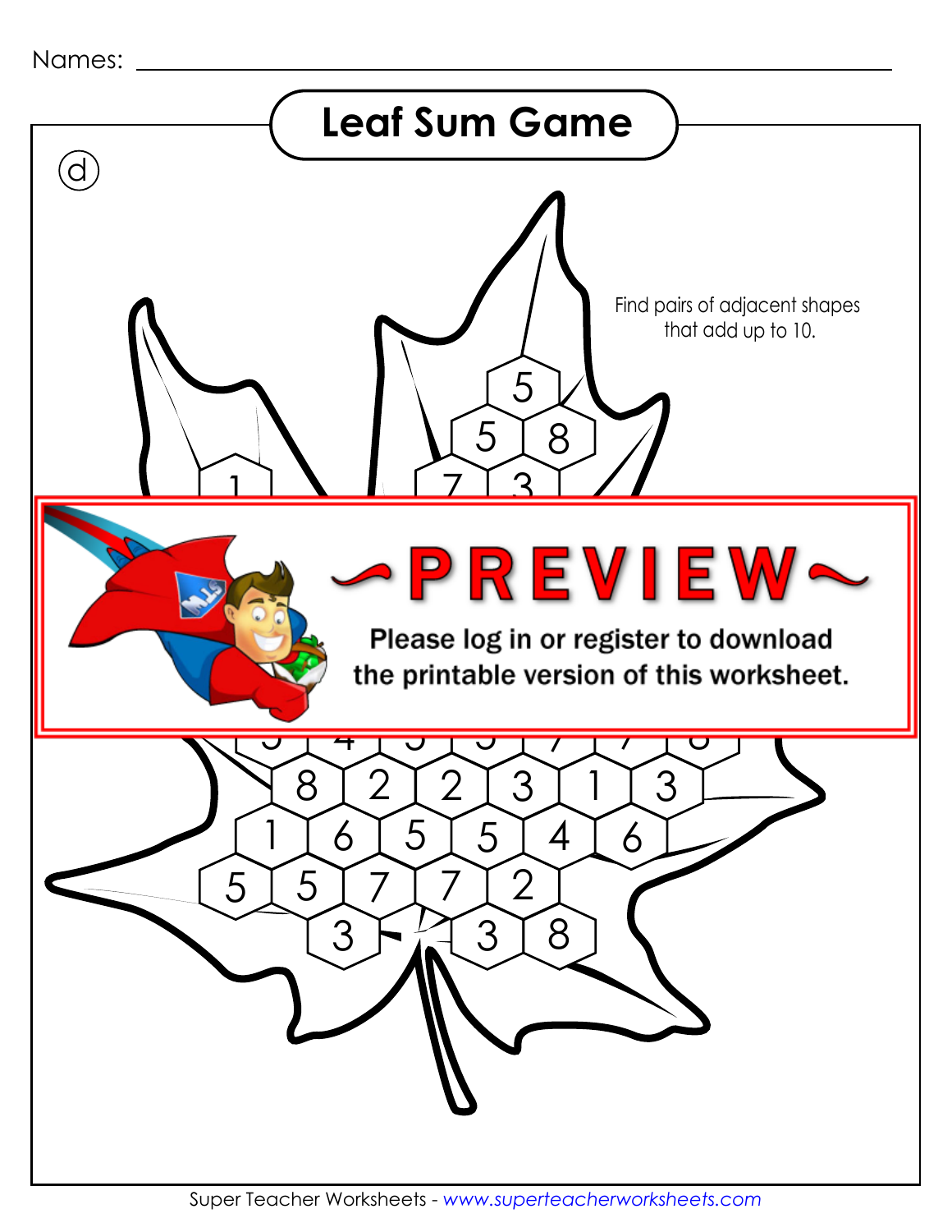Names: ___________________________________________

# Leaf Sum Game

ⓓ

Find pairs of adjacent shapes that add up to 10.

5

5 8

7 3

1

~PREVIEW~

Please log in or register to download the printable version of this worksheet.

8 2 2 3 1 3

1 6 5 5 4 6

5 5 7 7 2

3 3 8

Super Teacher Worksheets - www.superteacherworksheets.com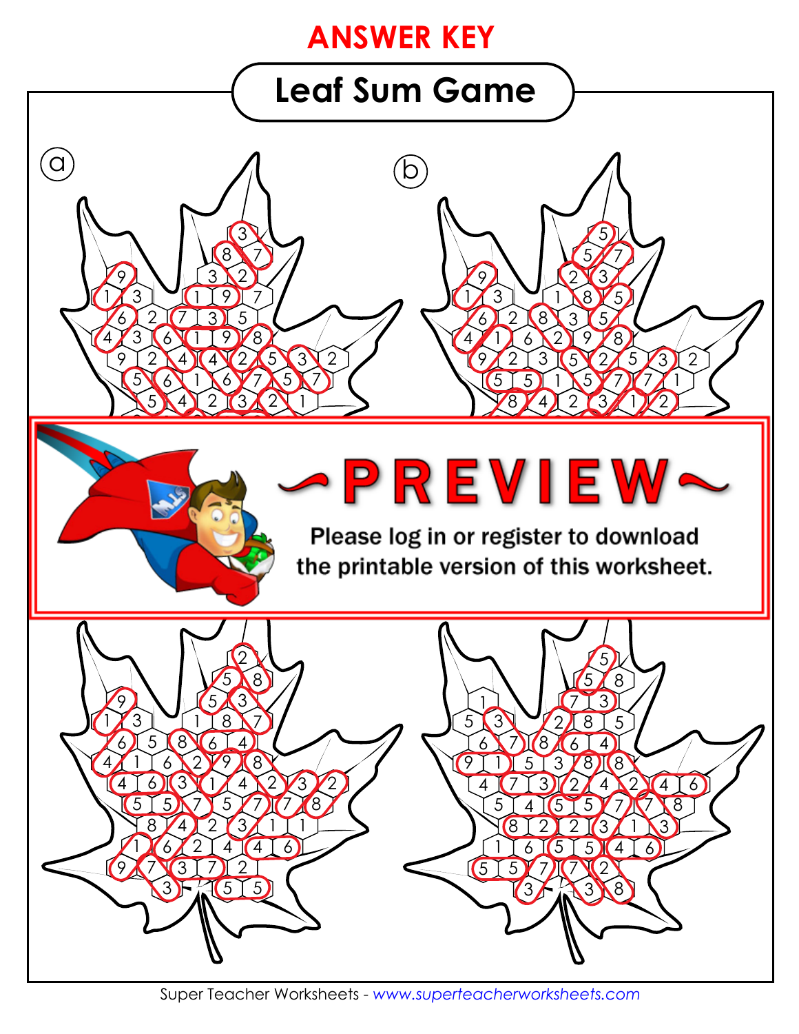# ANSWER KEY

## Leaf Sum Game

ⓐ

ⓑ

~PREVIEW~

Please log in or register to download the printable version of this worksheet.

Super Teacher Worksheets - *www.superteacherworksheets.com*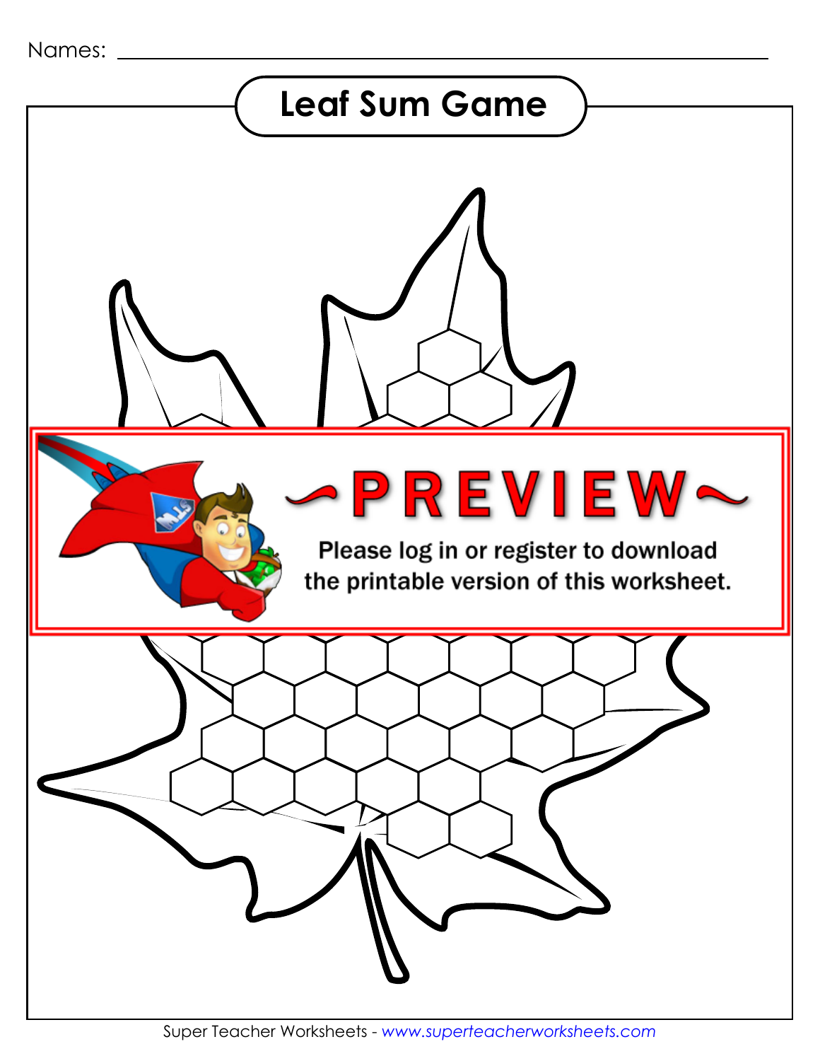Names: ___________________________________

# Leaf Sum Game

~PREVIEW~

Please log in or register to download the printable version of this worksheet.